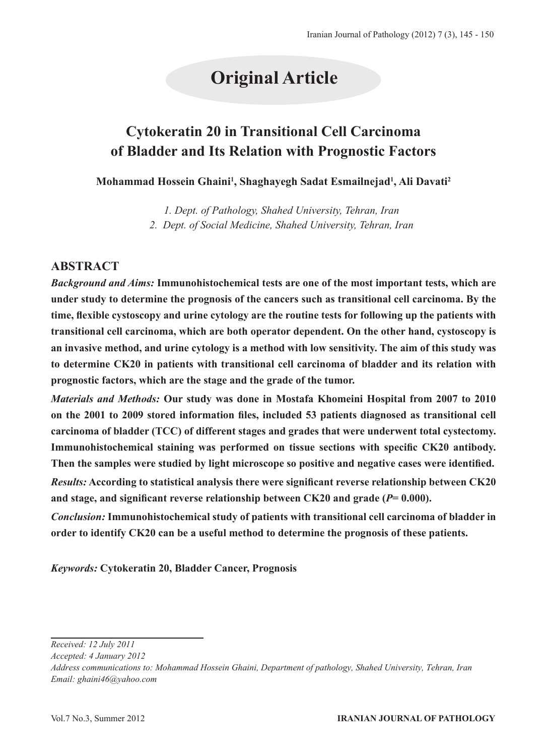# Original Article

## Cytokeratin 20 in Transitional Cell Carcinoma of Bladder and Its Relation with Prognostic Factors

**Mohammad Hossein Ghaini[1], Shaghayegh Sadat Esmailnejad[1], Ali Davati[2]**

*1. Dept. of Pathology, Shahed University, Tehran, Iran*
*2. Dept. of Social Medicine, Shahed University, Tehran, Iran*

### ABSTRACT

***Background and Aims:*** **Immunohistochemical tests are one of the most important tests, which are under study to determine the prognosis of the cancers such as transitional cell carcinoma. By the time, flexible cystoscopy and urine cytology are the routine tests for following up the patients with transitional cell carcinoma, which are both operator dependent. On the other hand, cystoscopy is an invasive method, and urine cytology is a method with low sensitivity. The aim of this study was to determine CK20 in patients with transitional cell carcinoma of bladder and its relation with prognostic factors, which are the stage and the grade of the tumor.**

***Materials and Methods:*** **Our study was done in Mostafa Khomeini Hospital from 2007 to 2010 on the 2001 to 2009 stored information files, included 53 patients diagnosed as transitional cell carcinoma of bladder (TCC) of different stages and grades that were underwent total cystectomy. Immunohistochemical staining was performed on tissue sections with specific CK20 antibody. Then the samples were studied by light microscope so positive and negative cases were identified.**

***Results:*** **According to statistical analysis there were significant reverse relationship between CK20 and stage, and significant reverse relationship between CK20 and grade (*P*= 0.000).**

***Conclusion:*** **Immunohistochemical study of patients with transitional cell carcinoma of bladder in order to identify CK20 can be a useful method to determine the prognosis of these patients.**

***Keywords:*** **Cytokeratin 20, Bladder Cancer, Prognosis**

---

*Received: 12 July 2011*
*Accepted: 4 January 2012*
*Address communications to: Mohammad Hossein Ghaini, Department of pathology, Shahed University, Tehran, Iran*
*Email: ghaini46@yahoo.com*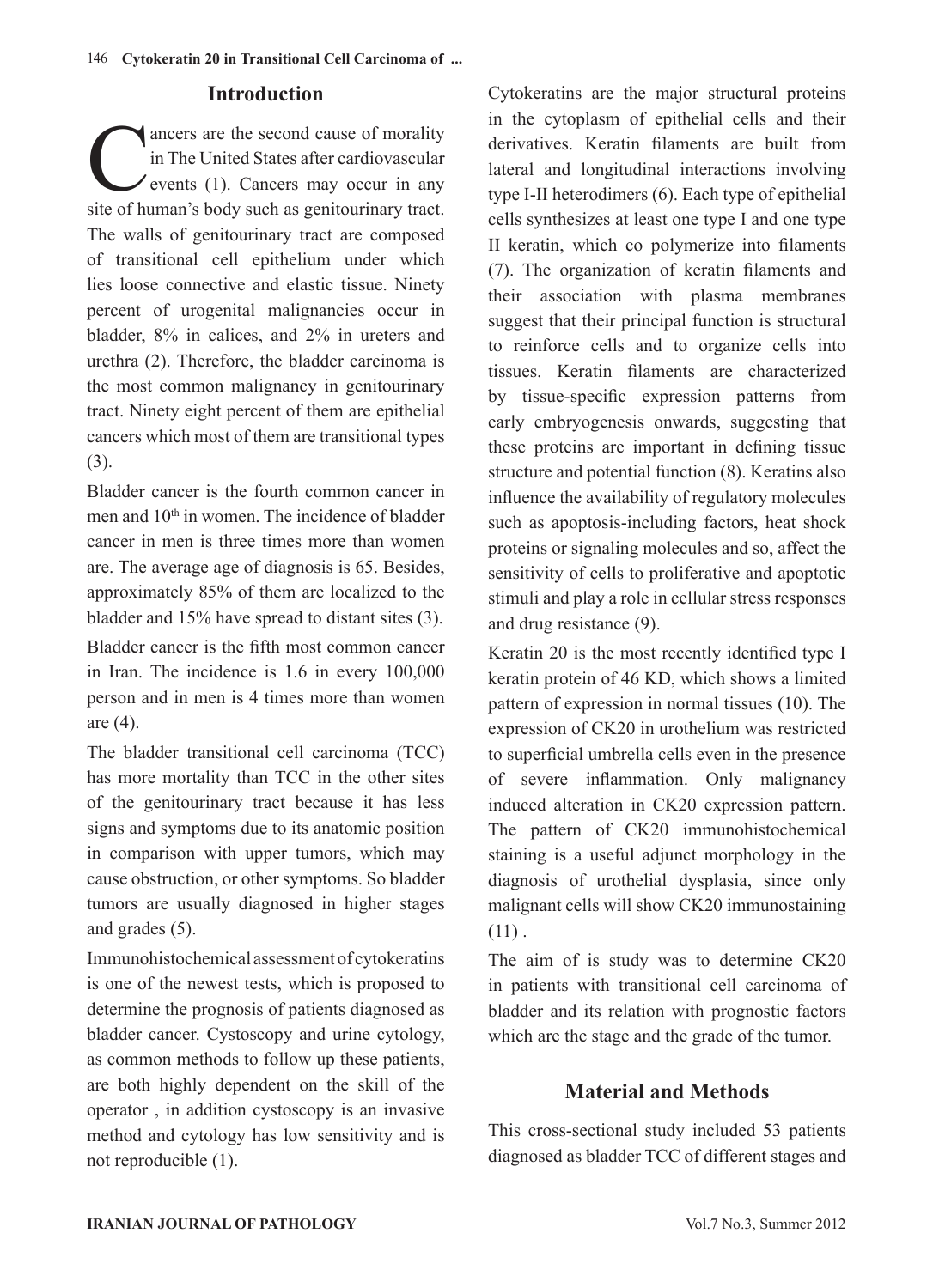## Introduction

Cancers are the second cause of morality in The United States after cardiovascular events (1). Cancers may occur in any site of human's body such as genitourinary tract. The walls of genitourinary tract are composed of transitional cell epithelium under which lies loose connective and elastic tissue. Ninety percent of urogenital malignancies occur in bladder, 8% in calices, and 2% in ureters and urethra (2). Therefore, the bladder carcinoma is the most common malignancy in genitourinary tract. Ninety eight percent of them are epithelial cancers which most of them are transitional types (3).

Bladder cancer is the fourth common cancer in men and 10th in women. The incidence of bladder cancer in men is three times more than women are. The average age of diagnosis is 65. Besides, approximately 85% of them are localized to the bladder and 15% have spread to distant sites (3).

Bladder cancer is the fifth most common cancer in Iran. The incidence is 1.6 in every 100,000 person and in men is 4 times more than women are (4).

The bladder transitional cell carcinoma (TCC) has more mortality than TCC in the other sites of the genitourinary tract because it has less signs and symptoms due to its anatomic position in comparison with upper tumors, which may cause obstruction, or other symptoms. So bladder tumors are usually diagnosed in higher stages and grades (5).

Immunohistochemical assessment of cytokeratins is one of the newest tests, which is proposed to determine the prognosis of patients diagnosed as bladder cancer. Cystoscopy and urine cytology, as common methods to follow up these patients, are both highly dependent on the skill of the operator , in addition cystoscopy is an invasive method and cytology has low sensitivity and is not reproducible (1).

Cytokeratins are the major structural proteins in the cytoplasm of epithelial cells and their derivatives. Keratin filaments are built from lateral and longitudinal interactions involving type I-II heterodimers (6). Each type of epithelial cells synthesizes at least one type I and one type II keratin, which co polymerize into filaments (7). The organization of keratin filaments and their association with plasma membranes suggest that their principal function is structural to reinforce cells and to organize cells into tissues. Keratin filaments are characterized by tissue-specific expression patterns from early embryogenesis onwards, suggesting that these proteins are important in defining tissue structure and potential function (8). Keratins also influence the availability of regulatory molecules such as apoptosis-including factors, heat shock proteins or signaling molecules and so, affect the sensitivity of cells to proliferative and apoptotic stimuli and play a role in cellular stress responses and drug resistance (9).

Keratin 20 is the most recently identified type I keratin protein of 46 KD, which shows a limited pattern of expression in normal tissues (10). The expression of CK20 in urothelium was restricted to superficial umbrella cells even in the presence of severe inflammation. Only malignancy induced alteration in CK20 expression pattern. The pattern of CK20 immunohistochemical staining is a useful adjunct morphology in the diagnosis of urothelial dysplasia, since only malignant cells will show CK20 immunostaining (11) .

The aim of is study was to determine CK20 in patients with transitional cell carcinoma of bladder and its relation with prognostic factors which are the stage and the grade of the tumor.

## Material and Methods

This cross-sectional study included 53 patients diagnosed as bladder TCC of different stages and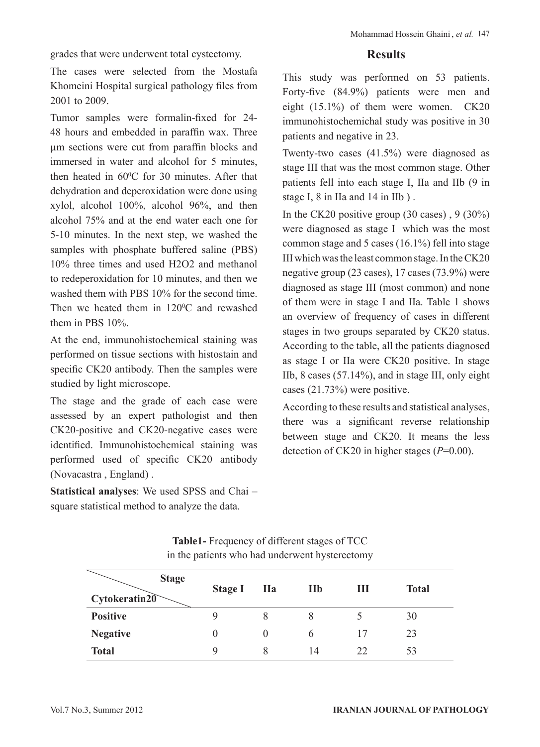grades that were underwent total cystectomy.

The cases were selected from the Mostafa Khomeini Hospital surgical pathology files from 2001 to 2009.

Tumor samples were formalin-fixed for 24-48 hours and embedded in paraffin wax. Three µm sections were cut from paraffin blocks and immersed in water and alcohol for 5 minutes, then heated in $60^0$C for 30 minutes. After that dehydration and deperoxidation were done using xylol, alcohol 100%, alcohol 96%, and then alcohol 75% and at the end water each one for 5-10 minutes. In the next step, we washed the samples with phosphate buffered saline (PBS) 10% three times and used H2O2 and methanol to redeperoxidation for 10 minutes, and then we washed them with PBS 10% for the second time. Then we heated them in $120^0$C and rewashed them in PBS 10%.

At the end, immunohistochemical staining was performed on tissue sections with histostain and specific CK20 antibody. Then the samples were studied by light microscope.

The stage and the grade of each case were assessed by an expert pathologist and then CK20-positive and CK20-negative cases were identified. Immunohistochemical staining was performed used of specific CK20 antibody (Novacastra , England) .

**Statistical analyses**: We used SPSS and Chai – square statistical method to analyze the data.

## Results

This study was performed on 53 patients. Forty-five (84.9%) patients were men and eight (15.1%) of them were women. CK20 immunohistochemichal study was positive in 30 patients and negative in 23.

Twenty-two cases (41.5%) were diagnosed as stage III that was the most common stage. Other patients fell into each stage I, IIa and IIb (9 in stage I, 8 in IIa and 14 in IIb ) .

In the CK20 positive group (30 cases) , 9 (30%) were diagnosed as stage I which was the most common stage and 5 cases (16.1%) fell into stage III which was the least common stage. In the CK20 negative group (23 cases), 17 cases (73.9%) were diagnosed as stage III (most common) and none of them were in stage I and IIa. Table 1 shows an overview of frequency of cases in different stages in two groups separated by CK20 status. According to the table, all the patients diagnosed as stage I or IIa were CK20 positive. In stage IIb, 8 cases (57.14%), and in stage III, only eight cases (21.73%) were positive.

According to these results and statistical analyses, there was a significant reverse relationship between stage and CK20. It means the less detection of CK20 in higher stages (*P*=0.00).

**Table1-** Frequency of different stages of TCC in the patients who had underwent hysterectomy

| Stage / Cytokeratin20 | Stage I | IIa | IIb | III | Total |
|---|---|---|---|---|---|
| **Positive** | 9 | 8 | 8 | 5 | 30 |
| **Negative** | 0 | 0 | 6 | 17 | 23 |
| **Total** | 9 | 8 | 14 | 22 | 53 |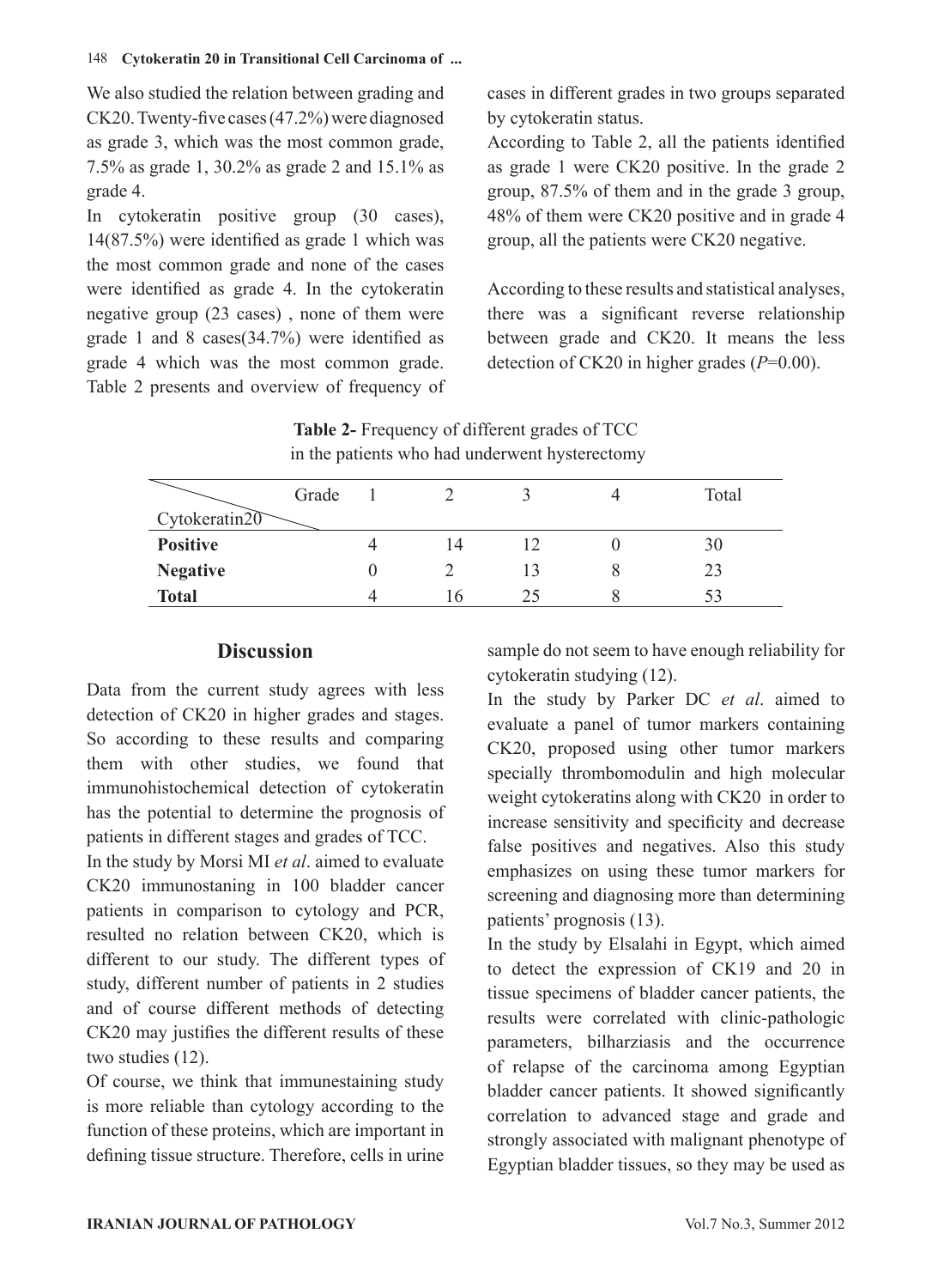We also studied the relation between grading and CK20. Twenty-five cases (47.2%) were diagnosed as grade 3, which was the most common grade, 7.5% as grade 1, 30.2% as grade 2 and 15.1% as grade 4.

In cytokeratin positive group (30 cases), 14(87.5%) were identified as grade 1 which was the most common grade and none of the cases were identified as grade 4. In the cytokeratin negative group (23 cases) , none of them were grade 1 and 8 cases(34.7%) were identified as grade 4 which was the most common grade. Table 2 presents and overview of frequency of cases in different grades in two groups separated by cytokeratin status.

According to Table 2, all the patients identified as grade 1 were CK20 positive. In the grade 2 group, 87.5% of them and in the grade 3 group, 48% of them were CK20 positive and in grade 4 group, all the patients were CK20 negative.

According to these results and statistical analyses, there was a significant reverse relationship between grade and CK20. It means the less detection of CK20 in higher grades (*P*=0.00).

**Table 2-** Frequency of different grades of TCC in the patients who had underwent hysterectomy

| Cytokeratin20 \ Grade | 1 | 2 | 3 | 4 | Total |
|---|---|---|---|---|---|
| **Positive** | 4 | 14 | 12 | 0 | 30 |
| **Negative** | 0 | 2 | 13 | 8 | 23 |
| **Total** | 4 | 16 | 25 | 8 | 53 |

## Discussion

Data from the current study agrees with less detection of CK20 in higher grades and stages. So according to these results and comparing them with other studies, we found that immunohistochemical detection of cytokeratin has the potential to determine the prognosis of patients in different stages and grades of TCC.

In the study by Morsi MI *et al*. aimed to evaluate CK20 immunostaning in 100 bladder cancer patients in comparison to cytology and PCR, resulted no relation between CK20, which is different to our study. The different types of study, different number of patients in 2 studies and of course different methods of detecting CK20 may justifies the different results of these two studies (12).

Of course, we think that immunestaining study is more reliable than cytology according to the function of these proteins, which are important in defining tissue structure. Therefore, cells in urine sample do not seem to have enough reliability for cytokeratin studying (12).

In the study by Parker DC *et al*. aimed to evaluate a panel of tumor markers containing CK20, proposed using other tumor markers specially thrombomodulin and high molecular weight cytokeratins along with CK20 in order to increase sensitivity and specificity and decrease false positives and negatives. Also this study emphasizes on using these tumor markers for screening and diagnosing more than determining patients' prognosis (13).

In the study by Elsalahi in Egypt, which aimed to detect the expression of CK19 and 20 in tissue specimens of bladder cancer patients, the results were correlated with clinic-pathologic parameters, bilharziasis and the occurrence of relapse of the carcinoma among Egyptian bladder cancer patients. It showed significantly correlation to advanced stage and grade and strongly associated with malignant phenotype of Egyptian bladder tissues, so they may be used as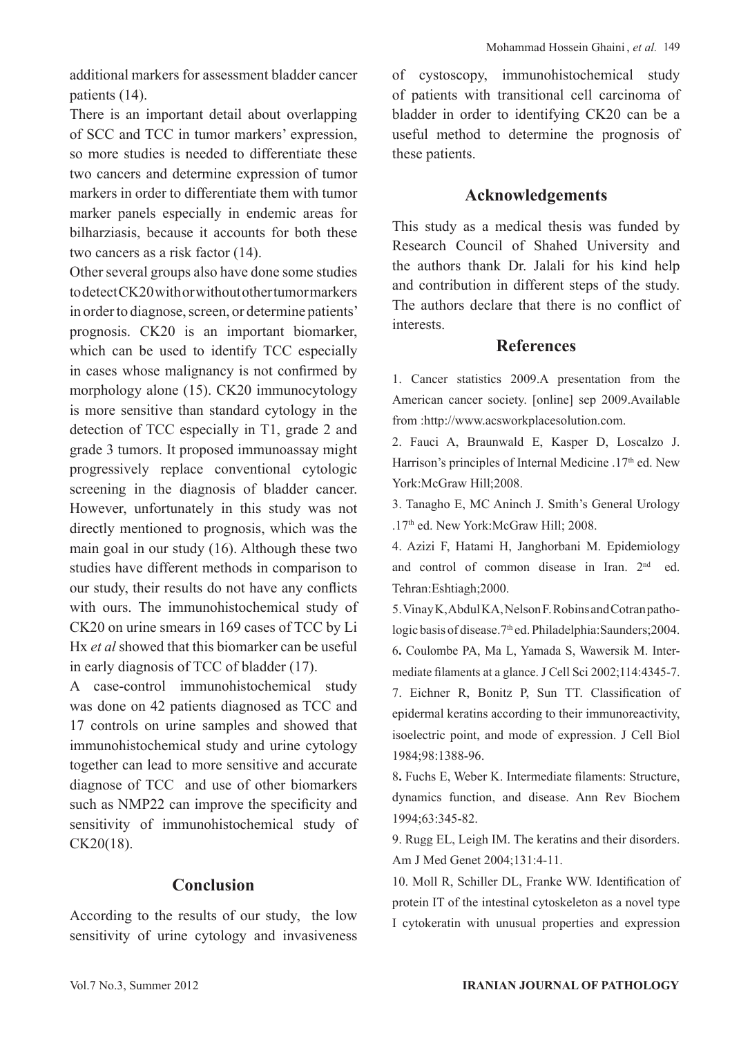additional markers for assessment bladder cancer patients (14).

There is an important detail about overlapping of SCC and TCC in tumor markers' expression, so more studies is needed to differentiate these two cancers and determine expression of tumor markers in order to differentiate them with tumor marker panels especially in endemic areas for bilharziasis, because it accounts for both these two cancers as a risk factor (14).

Other several groups also have done some studies to detect CK20 with or without other tumor markers in order to diagnose, screen, or determine patients' prognosis. CK20 is an important biomarker, which can be used to identify TCC especially in cases whose malignancy is not confirmed by morphology alone (15). CK20 immunocytology is more sensitive than standard cytology in the detection of TCC especially in T1, grade 2 and grade 3 tumors. It proposed immunoassay might progressively replace conventional cytologic screening in the diagnosis of bladder cancer. However, unfortunately in this study was not directly mentioned to prognosis, which was the main goal in our study (16). Although these two studies have different methods in comparison to our study, their results do not have any conflicts with ours. The immunohistochemical study of CK20 on urine smears in 169 cases of TCC by Li Hx *et al* showed that this biomarker can be useful in early diagnosis of TCC of bladder (17).

A case-control immunohistochemical study was done on 42 patients diagnosed as TCC and 17 controls on urine samples and showed that immunohistochemical study and urine cytology together can lead to more sensitive and accurate diagnose of TCC and use of other biomarkers such as NMP22 can improve the specificity and sensitivity of immunohistochemical study of CK20(18).

## Conclusion

According to the results of our study, the low sensitivity of urine cytology and invasiveness of cystoscopy, immunohistochemical study of patients with transitional cell carcinoma of bladder in order to identifying CK20 can be a useful method to determine the prognosis of these patients.

## Acknowledgements

This study as a medical thesis was funded by Research Council of Shahed University and the authors thank Dr. Jalali for his kind help and contribution in different steps of the study. The authors declare that there is no conflict of interests.

## References

1. Cancer statistics 2009.A presentation from the American cancer society. [online] sep 2009.Available from :http://www.acsworkplacesolution.com.

2. Fauci A, Braunwald E, Kasper D, Loscalzo J. Harrison's principles of Internal Medicine .17th ed. New York:McGraw Hill;2008.

3. Tanagho E, MC Aninch J. Smith's General Urology .17th ed. New York:McGraw Hill; 2008.

4. Azizi F, Hatami H, Janghorbani M. Epidemiology and control of common disease in Iran. 2nd ed. Tehran:Eshtiagh;2000.

5. Vinay K, Abdul KA, Nelson F. Robins and Cotran pathologic basis of disease.7th ed. Philadelphia:Saunders;2004.

6. Coulombe PA, Ma L, Yamada S, Wawersik M. Intermediate filaments at a glance. J Cell Sci 2002;114:4345-7.

7. Eichner R, Bonitz P, Sun TT. Classification of epidermal keratins according to their immunoreactivity, isoelectric point, and mode of expression. J Cell Biol 1984;98:1388-96.

8. Fuchs E, Weber K. Intermediate filaments: Structure, dynamics function, and disease. Ann Rev Biochem 1994;63:345-82.

9. Rugg EL, Leigh IM. The keratins and their disorders. Am J Med Genet 2004;131:4-11.

10. Moll R, Schiller DL, Franke WW. Identification of protein IT of the intestinal cytoskeleton as a novel type I cytokeratin with unusual properties and expression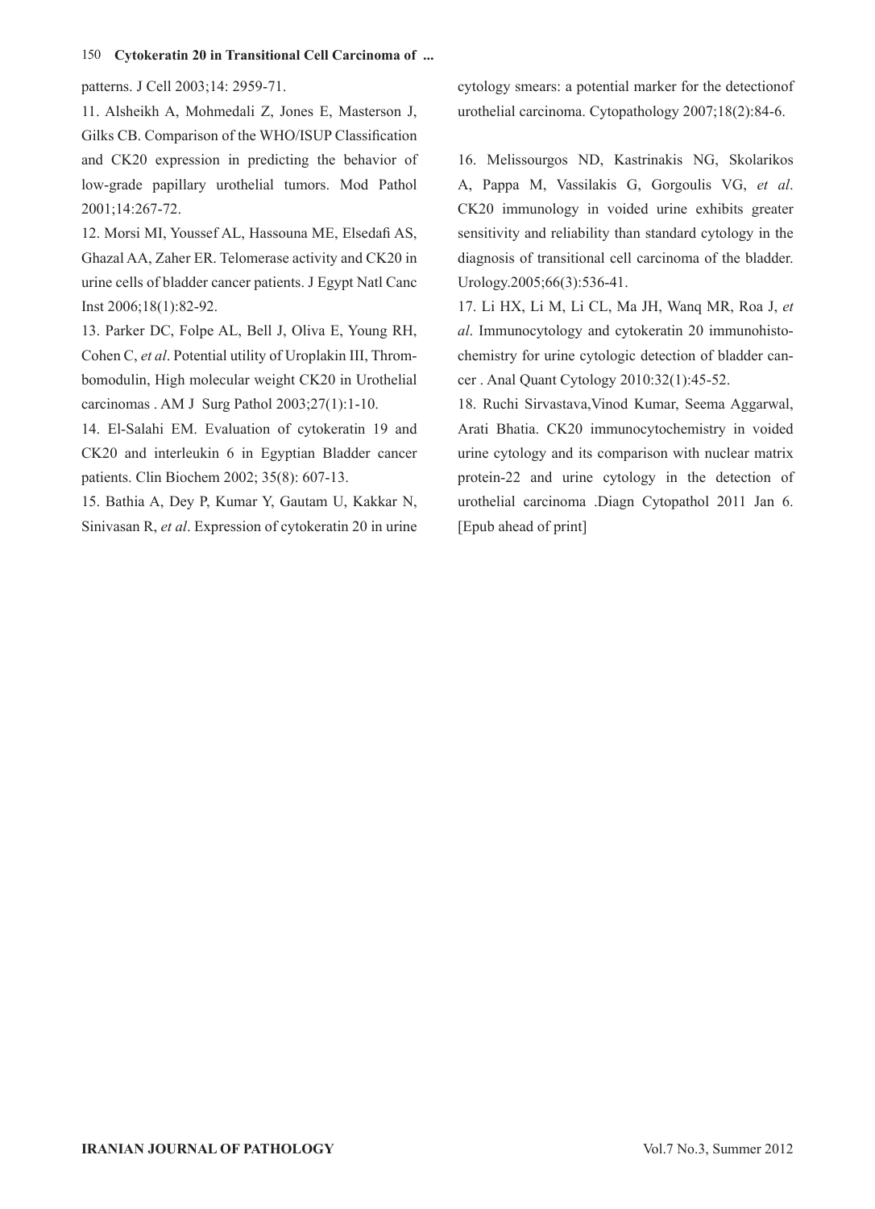patterns. J Cell 2003;14: 2959-71.

11. Alsheikh A, Mohmedali Z, Jones E, Masterson J, Gilks CB. Comparison of the WHO/ISUP Classification and CK20 expression in predicting the behavior of low-grade papillary urothelial tumors. Mod Pathol 2001;14:267-72.

12. Morsi MI, Youssef AL, Hassouna ME, Elsedafi AS, Ghazal AA, Zaher ER. Telomerase activity and CK20 in urine cells of bladder cancer patients. J Egypt Natl Canc Inst 2006;18(1):82-92.

13. Parker DC, Folpe AL, Bell J, Oliva E, Young RH, Cohen C, *et al*. Potential utility of Uroplakin III, Thrombomodulin, High molecular weight CK20 in Urothelial carcinomas . AM J Surg Pathol 2003;27(1):1-10.

14. El-Salahi EM. Evaluation of cytokeratin 19 and CK20 and interleukin 6 in Egyptian Bladder cancer patients. Clin Biochem 2002; 35(8): 607-13.

15. Bathia A, Dey P, Kumar Y, Gautam U, Kakkar N, Sinivasan R, *et al*. Expression of cytokeratin 20 in urine cytology smears: a potential marker for the detectionof urothelial carcinoma. Cytopathology 2007;18(2):84-6.

16. Melissourgos ND, Kastrinakis NG, Skolarikos A, Pappa M, Vassilakis G, Gorgoulis VG, *et al*. CK20 immunology in voided urine exhibits greater sensitivity and reliability than standard cytology in the diagnosis of transitional cell carcinoma of the bladder. Urology.2005;66(3):536-41.

17. Li HX, Li M, Li CL, Ma JH, Wanq MR, Roa J, *et al*. Immunocytology and cytokeratin 20 immunohistochemistry for urine cytologic detection of bladder cancer . Anal Quant Cytology 2010:32(1):45-52.

18. Ruchi Sirvastava,Vinod Kumar, Seema Aggarwal, Arati Bhatia. CK20 immunocytochemistry in voided urine cytology and its comparison with nuclear matrix protein-22 and urine cytology in the detection of urothelial carcinoma .Diagn Cytopathol 2011 Jan 6. [Epub ahead of print]